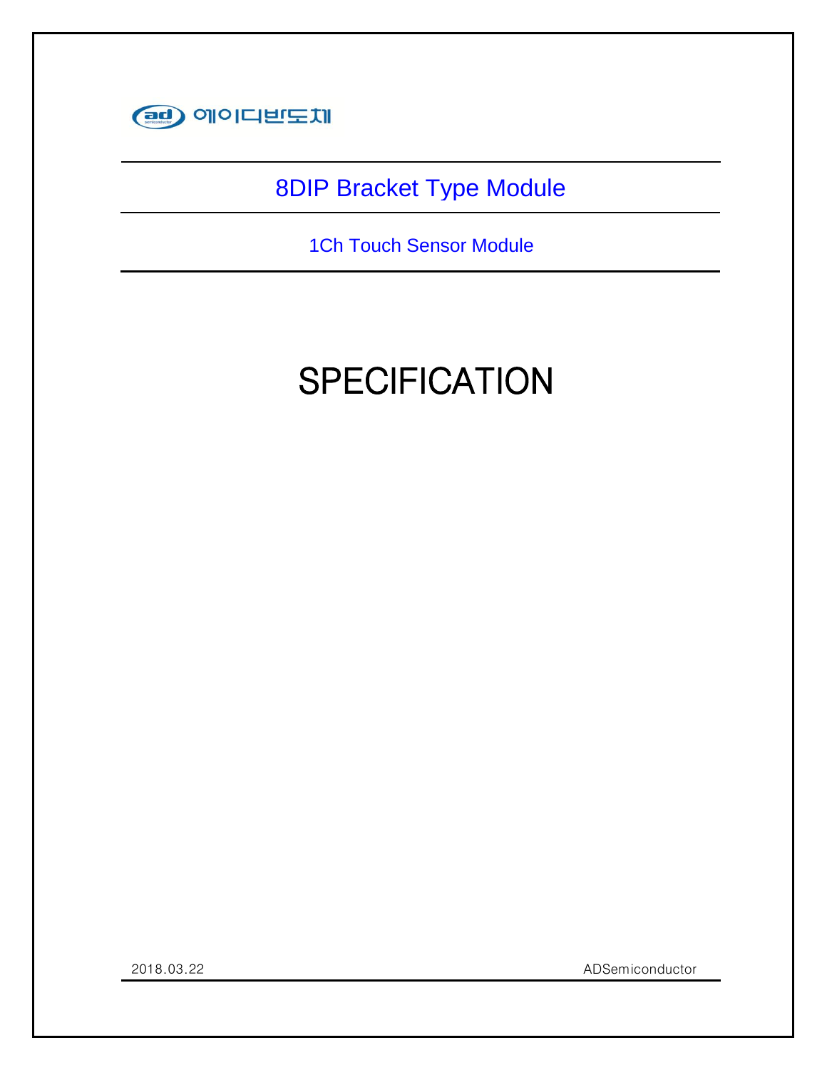에이디반도체

# 8DIP Bracket Type Module

## 1Ch Touch Sensor Module

# SPECIFICATION

2018.03.22

ADSemiconductor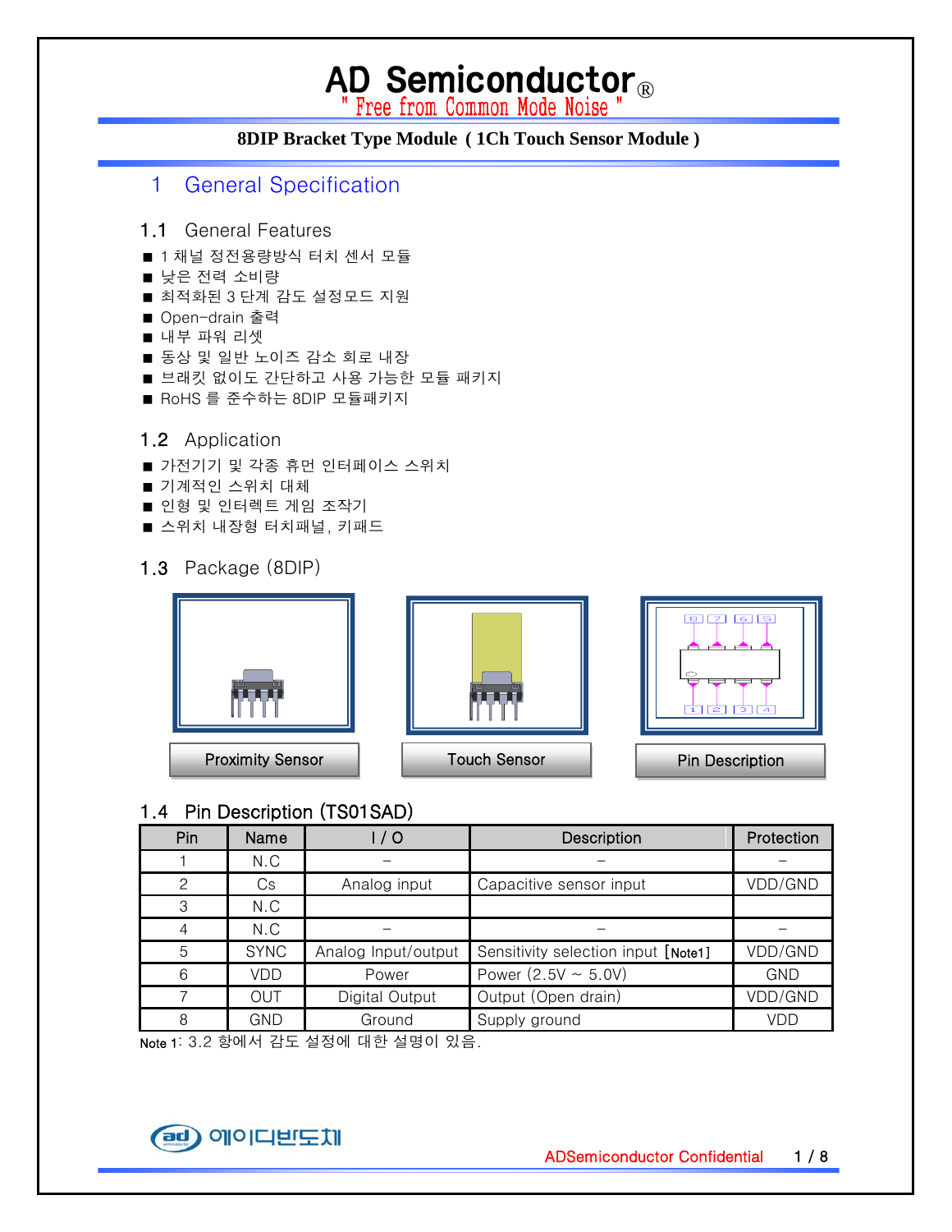# AD Semiconductor®

" Free from Common Mode Noise "

**8DIP Bracket Type Module ( 1Ch Touch Sensor Module )**

## 1 General Specification

### 1.1 General Features

- 1 채널 정전용량방식 터치 센서 모듈
- 낮은 전력 소비량
- 최적화된 3 단계 감도 설정모드 지원
- Open-drain 출력
- 내부 파워 리셋
- 동상 및 일반 노이즈 감소 회로 내장
- 브래킷 없이도 간단하고 사용 가능한 모듈 패키지
- RoHS 를 준수하는 8DIP 모듈패키지

### 1.2 Application

- 가전기기 및 각종 휴먼 인터페이스 스위치
- 기계적인 스위치 대체
- 인형 및 인터렉트 게임 조작기
- 스위치 내장형 터치패널, 키패드

### 1.3 Package (8DIP)

Proximity Sensor

Touch Sensor

Pin Description

### 1.4 Pin Description (TS01SAD)

| Pin | Name | I / O | Description | Protection |
|---|---|---|---|---|
| 1 | N.C | – | – | – |
| 2 | Cs | Analog input | Capacitive sensor input | VDD/GND |
| 3 | N.C | | | |
| 4 | N.C | – | – | – |
| 5 | SYNC | Analog Input/output | Sensitivity selection input [Note1] | VDD/GND |
| 6 | VDD | Power | Power (2.5V ~ 5.0V) | GND |
| 7 | OUT | Digital Output | Output (Open drain) | VDD/GND |
| 8 | GND | Ground | Supply ground | VDD |

Note 1: 3.2 항에서 감도 설정에 대한 설명이 있음.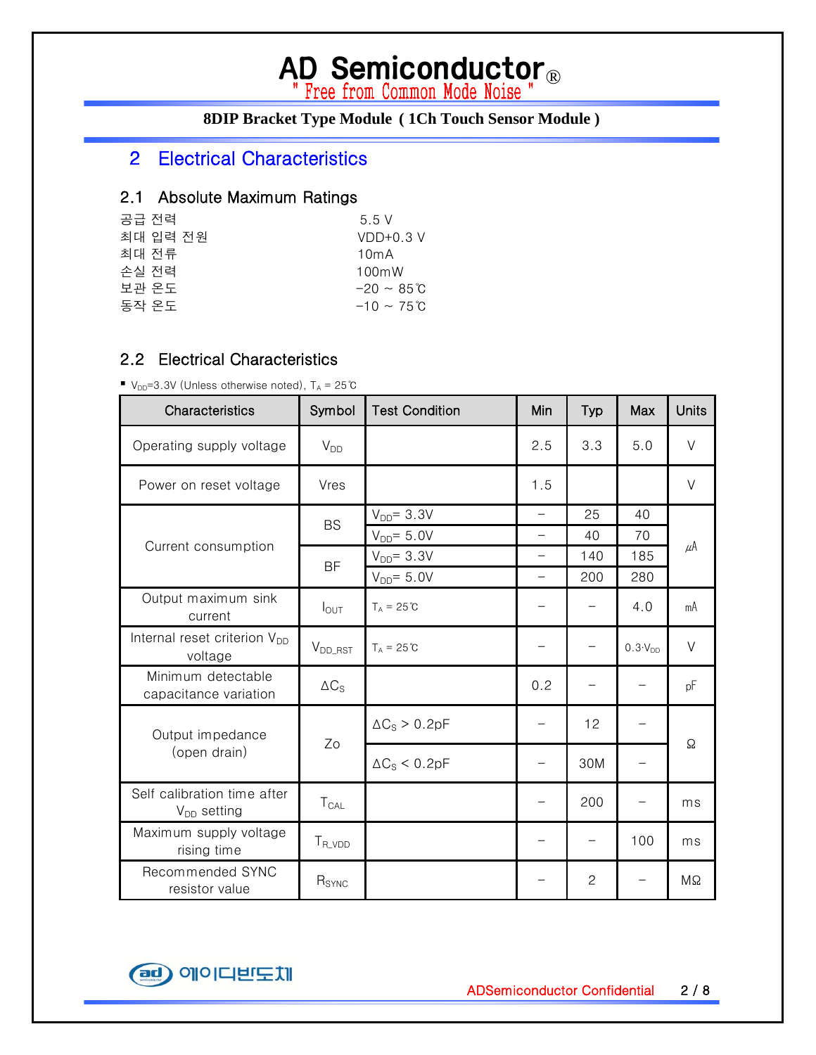## 2 Electrical Characteristics

### 2.1 Absolute Maximum Ratings

| | |
|---|---|
| 공급 전력 | 5.5 V |
| 최대 입력 전원 | VDD+0.3 V |
| 최대 전류 | 10mA |
| 손실 전력 | 100mW |
| 보관 온도 | -20 ~ 85℃ |
| 동작 온도 | -10 ~ 75℃ |

### 2.2 Electrical Characteristics

- $V_{DD}$=3.3V (Unless otherwise noted), $T_A$ = 25℃

| Characteristics | Symbol | Test Condition | Min | Typ | Max | Units |
|---|---|---|---|---|---|---|
| Operating supply voltage | $V_{DD}$ | | 2.5 | 3.3 | 5.0 | V |
| Power on reset voltage | Vres | | 1.5 | | | V |
| Current consumption | BS | $V_{DD}$= 3.3V | - | 25 | 40 | $\mu A$ |
| | | $V_{DD}$= 5.0V | - | 40 | 70 | |
| | BF | $V_{DD}$= 3.3V | - | 140 | 185 | |
| | | $V_{DD}$= 5.0V | - | 200 | 280 | |
| Output maximum sink current | $I_{OUT}$ | $T_A$ = 25℃ | - | - | 4.0 | mA |
| Internal reset criterion $V_{DD}$ voltage | $V_{DD\_RST}$ | $T_A$ = 25℃ | - | - | $0.3 \cdot V_{DD}$ | V |
| Minimum detectable capacitance variation | $\Delta C_S$ | | 0.2 | - | - | pF |
| Output impedance (open drain) | Zo | $\Delta C_S$ > 0.2pF | - | 12 | - | Ω |
| | | $\Delta C_S$ < 0.2pF | - | 30M | - | |
| Self calibration time after $V_{DD}$ setting | $T_{CAL}$ | | - | 200 | - | ms |
| Maximum supply voltage rising time | $T_{R\_VDD}$ | | - | - | 100 | ms |
| Recommended SYNC resistor value | $R_{SYNC}$ | | - | 2 | - | MΩ |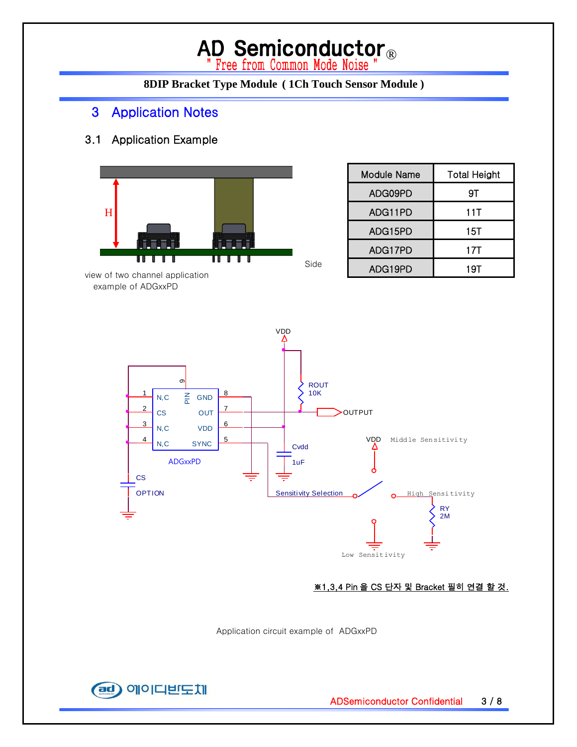## 3 Application Notes

### 3.1 Application Example

view of two channel application example of ADGxxPD

| Module Name | Total Height |
|---|---|
| ADG09PD | 9T |
| ADG11PD | 11T |
| ADG15PD | 15T |
| ADG17PD | 17T |
| ADG19PD | 19T |

※1,3,4 Pin 을 CS 단자 및 Bracket 필히 연결 할 것.

Application circuit example of ADGxxPD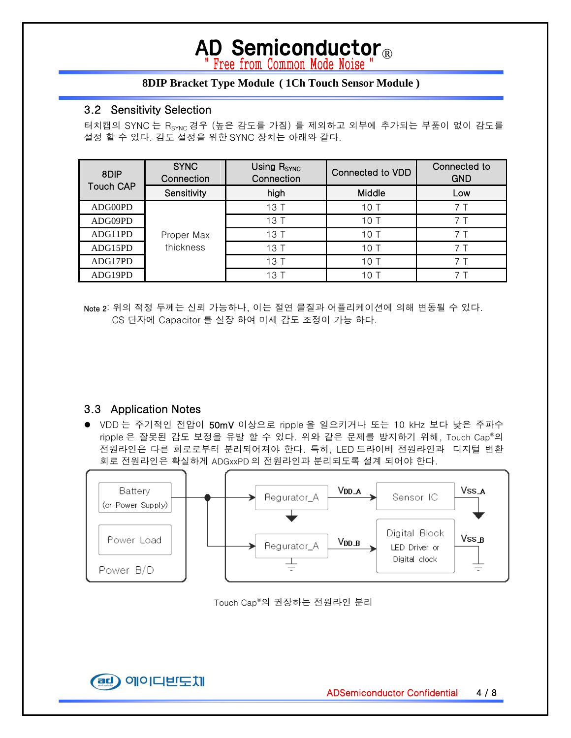### 3.2 Sensitivity Selection

터치캡의 SYNC 는 $R_{SYNC}$ 경우 (높은 감도를 가짐) 를 제외하고 외부에 추가되는 부품이 없이 감도를 설정 할 수 있다. 감도 설정을 위한 SYNC 장치는 아래와 같다.

| 8DIP Touch CAP | SYNC Connection | Using $R_{SYNC}$ Connection | Connected to VDD | Connected to GND |
|---|---|---|---|---|
| | Sensitivity | high | Middle | Low |
| ADG00PD | Proper Max thickness | 13 T | 10 T | 7 T |
| ADG09PD | | 13 T | 10 T | 7 T |
| ADG11PD | | 13 T | 10 T | 7 T |
| ADG15PD | | 13 T | 10 T | 7 T |
| ADG17PD | | 13 T | 10 T | 7 T |
| ADG19PD | | 13 T | 10 T | 7 T |

Note 2: 위의 적정 두께는 신뢰 가능하나, 이는 절연 물질과 어플리케이션에 의해 변동될 수 있다.
CS 단자에 Capacitor 를 실장 하여 미세 감도 조정이 가능 하다.

### 3.3 Application Notes

- VDD 는 주기적인 전압이 50mV 이상으로 ripple 을 일으키거나 또는 10 kHz 보다 낮은 주파수 ripple 은 잘못된 감도 보정을 유발 할 수 있다. 위와 같은 문제를 방지하기 위해, Touch Cap®의 전원라인은 다른 회로로부터 분리되어져야 한다. 특히, LED 드라이버 전원라인과 디지털 변환 회로 전원라인은 확실하게 ADGxxPD 의 전원라인과 분리되도록 설계 되어야 한다.

Battery (or Power Supply) | Power Load | Power B/D | Regurator_A | $V_{DD\_A}$ | Sensor IC | $V_{SS\_A}$ | Regurator_A | $V_{DD\_B}$ | Digital Block LED Driver or Digital clock | $V_{SS\_B}$

Touch Cap®의 권장하는 전원라인 분리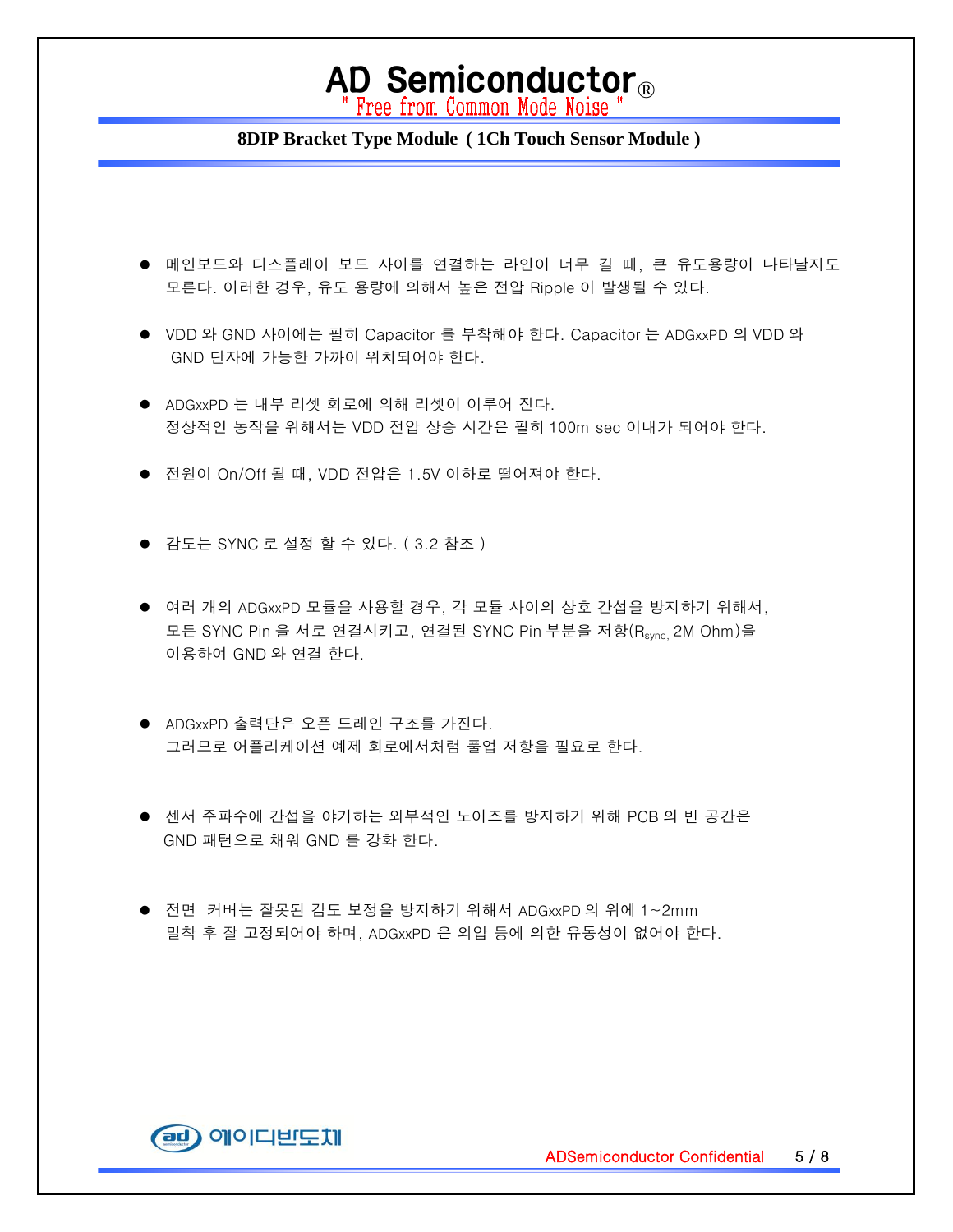- 메인보드와 디스플레이 보드 사이를 연결하는 라인이 너무 길 때, 큰 유도용량이 나타날지도 모른다. 이러한 경우, 유도 용량에 의해서 높은 전압 Ripple 이 발생될 수 있다.

- VDD 와 GND 사이에는 필히 Capacitor 를 부착해야 한다. Capacitor 는 ADGxxPD 의 VDD 와 GND 단자에 가능한 가까이 위치되어야 한다.

- ADGxxPD 는 내부 리셋 회로에 의해 리셋이 이루어 진다.
  정상적인 동작을 위해서는 VDD 전압 상승 시간은 필히 100m sec 이내가 되어야 한다.

- 전원이 On/Off 될 때, VDD 전압은 1.5V 이하로 떨어져야 한다.

- 감도는 SYNC 로 설정 할 수 있다. ( 3.2 참조 )

- 여러 개의 ADGxxPD 모듈을 사용할 경우, 각 모듈 사이의 상호 간섭을 방지하기 위해서, 모든 SYNC Pin 을 서로 연결시키고, 연결된 SYNC Pin 부분을 저항($R_{sync}$, 2M Ohm)을 이용하여 GND 와 연결 한다.

- ADGxxPD 출력단은 오픈 드레인 구조를 가진다.
  그러므로 어플리케이션 예제 회로에서처럼 풀업 저항을 필요로 한다.

- 센서 주파수에 간섭을 야기하는 외부적인 노이즈를 방지하기 위해 PCB 의 빈 공간은 GND 패턴으로 채워 GND 를 강화 한다.

- 전면 커버는 잘못된 감도 보정을 방지하기 위해서 ADGxxPD 의 위에 1~2mm 밀착 후 잘 고정되어야 하며, ADGxxPD 은 외압 등에 의한 유동성이 없어야 한다.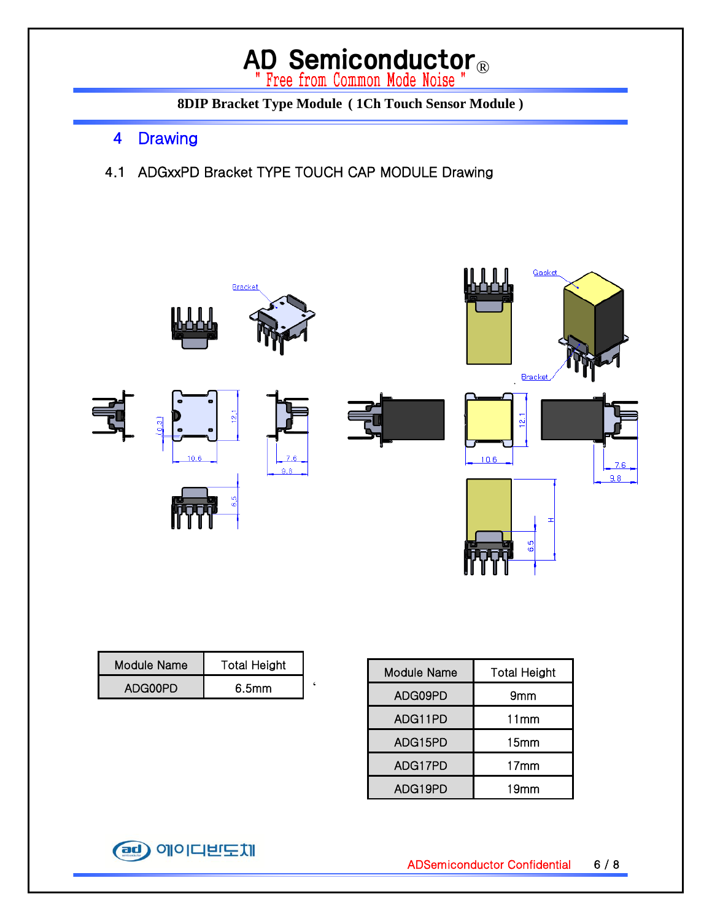## 4 Drawing

### 4.1 ADGxxPD Bracket TYPE TOUCH CAP MODULE Drawing

| Module Name | Total Height |
|---|---|
| ADG00PD | 6.5mm |

| Module Name | Total Height |
|---|---|
| ADG09PD | 9mm |
| ADG11PD | 11mm |
| ADG15PD | 15mm |
| ADG17PD | 17mm |
| ADG19PD | 19mm |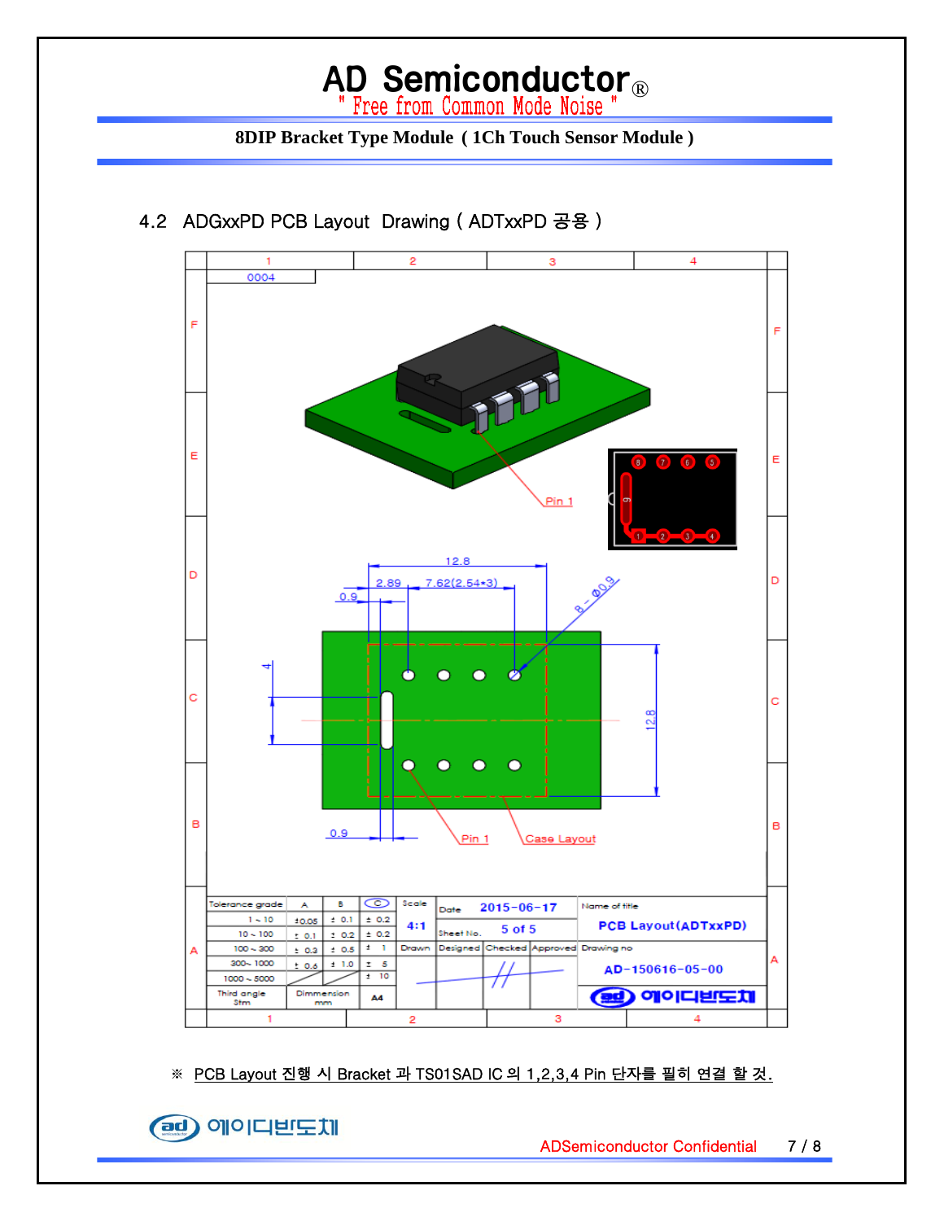## 4.2 ADGxxPD PCB Layout Drawing ( ADTxxPD 공용 )

0004

Pin 1

12.8

2.89 7.62(2.54*3)

0.9

8 - Ø0.9

4

12.8

0.9

Pin 1 Case Layout

| Tolerance grade | A | B | C | Scale | Date | 2015-06-17 | | Name of title |
|---|---|---|---|---|---|---|---|---|
| 1 ~ 10 | ±0.05 | ± 0.1 | ± 0.2 | 4:1 | Sheet No. | 5 of 5 | | PCB Layout(ADTxxPD) |
| 10 ~ 100 | ± 0.1 | ± 0.2 | ± 0.2 | | | | | |
| 100 ~ 300 | ± 0.3 | ± 0.5 | ± 1 | Drawn | Designed | Checked | Approved | Drawing no |
| 300~ 1000 | ± 0.6 | ± 1.0 | ± 5 | | | | | AD-150616-05-00 |
| 1000 ~ 5000 | | | ± 10 | | | | | |
| Third angle Stm | Dimmension mm | | A4 | | | | | 에이디반도체 |

※ PCB Layout 진행 시 Bracket 과 TS01SAD IC 의 1,2,3,4 Pin 단자를 필히 연결 할 것.

ADSemiconductor Confidential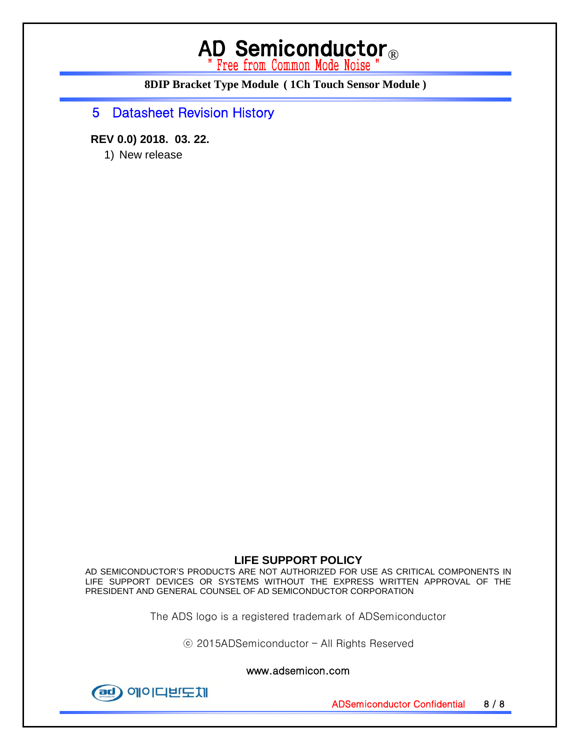## 5 Datasheet Revision History

**REV 0.0) 2018. 03. 22.**

1) New release

**LIFE SUPPORT POLICY**

AD SEMICONDUCTOR'S PRODUCTS ARE NOT AUTHORIZED FOR USE AS CRITICAL COMPONENTS IN LIFE SUPPORT DEVICES OR SYSTEMS WITHOUT THE EXPRESS WRITTEN APPROVAL OF THE PRESIDENT AND GENERAL COUNSEL OF AD SEMICONDUCTOR CORPORATION

The ADS logo is a registered trademark of ADSemiconductor

ⓒ 2015ADSemiconductor – All Rights Reserved

www.adsemicon.com